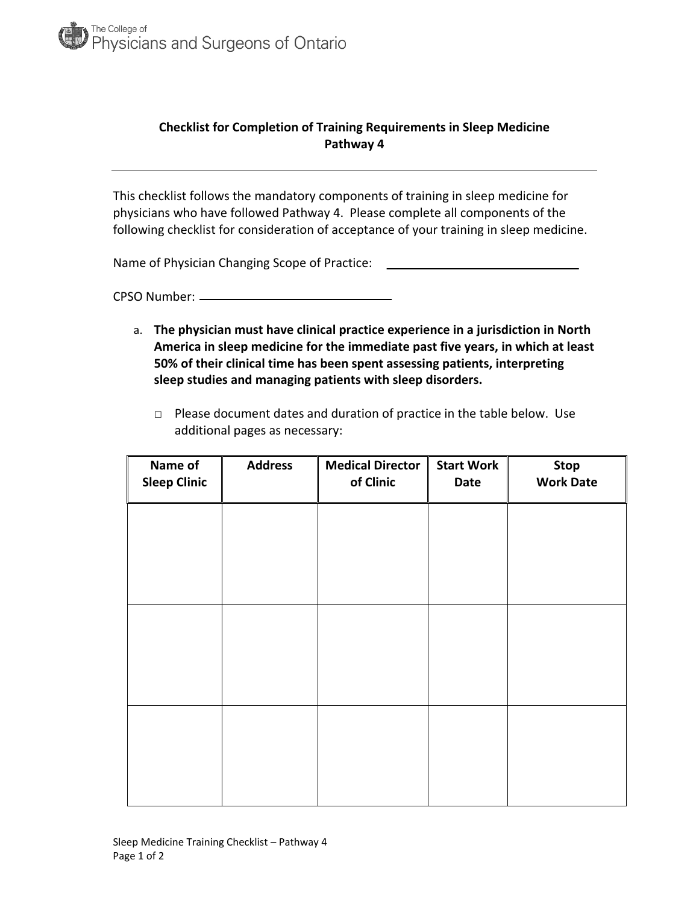The College of Physicians and Surgeons of Ontario

## Checklist for Completion of Training Requirements in Sleep Medicine Pathway 4

---

This checklist follows the mandatory components of training in sleep medicine for physicians who have followed Pathway 4. Please complete all components of the following checklist for consideration of acceptance of your training in sleep medicine.

Name of Physician Changing Scope of Practice: ______________________________

CPSO Number: ______________________________

a. **The physician must have clinical practice experience in a jurisdiction in North America in sleep medicine for the immediate past five years, in which at least 50% of their clinical time has been spent assessing patients, interpreting sleep studies and managing patients with sleep disorders.**

   □ Please document dates and duration of practice in the table below. Use additional pages as necessary:

| Name of Sleep Clinic | Address | Medical Director of Clinic | Start Work Date | Stop Work Date |
|---|---|---|---|---|
| | | | | |
| | | | | |
| | | | | |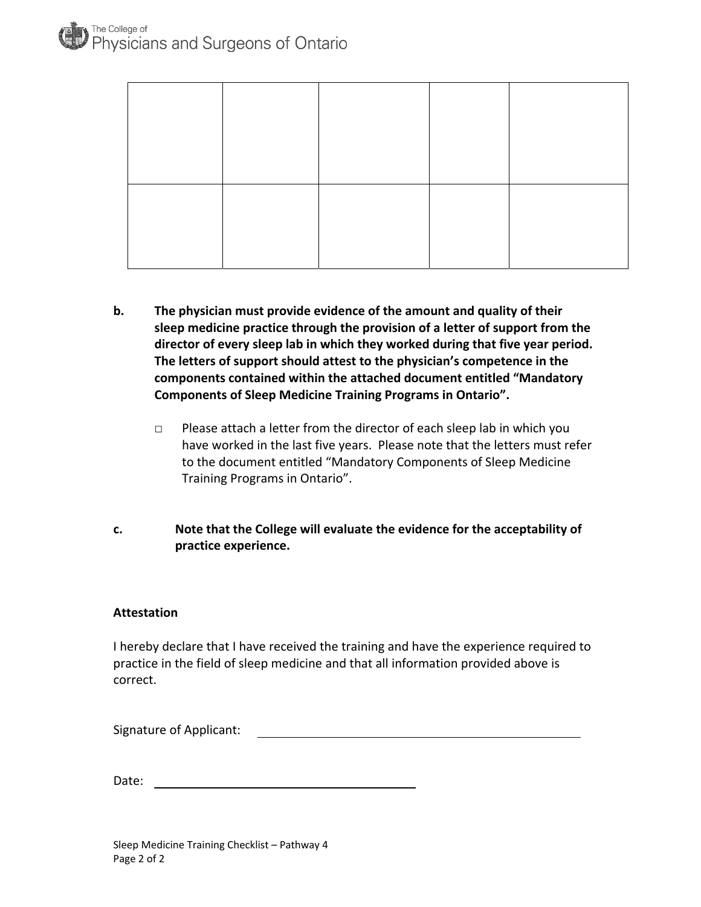| | | | | |
|---|---|---|---|---|
| | | | | |
| | | | | |

**b.** **The physician must provide evidence of the amount and quality of their sleep medicine practice through the provision of a letter of support from the director of every sleep lab in which they worked during that five year period. The letters of support should attest to the physician's competence in the components contained within the attached document entitled "Mandatory Components of Sleep Medicine Training Programs in Ontario".**

- ☐ Please attach a letter from the director of each sleep lab in which you have worked in the last five years. Please note that the letters must refer to the document entitled "Mandatory Components of Sleep Medicine Training Programs in Ontario".

**c.** **Note that the College will evaluate the evidence for the acceptability of practice experience.**

**Attestation**

I hereby declare that I have received the training and have the experience required to practice in the field of sleep medicine and that all information provided above is correct.

Signature of Applicant: ______________________________

Date: ______________________________

Sleep Medicine Training Checklist – Pathway 4